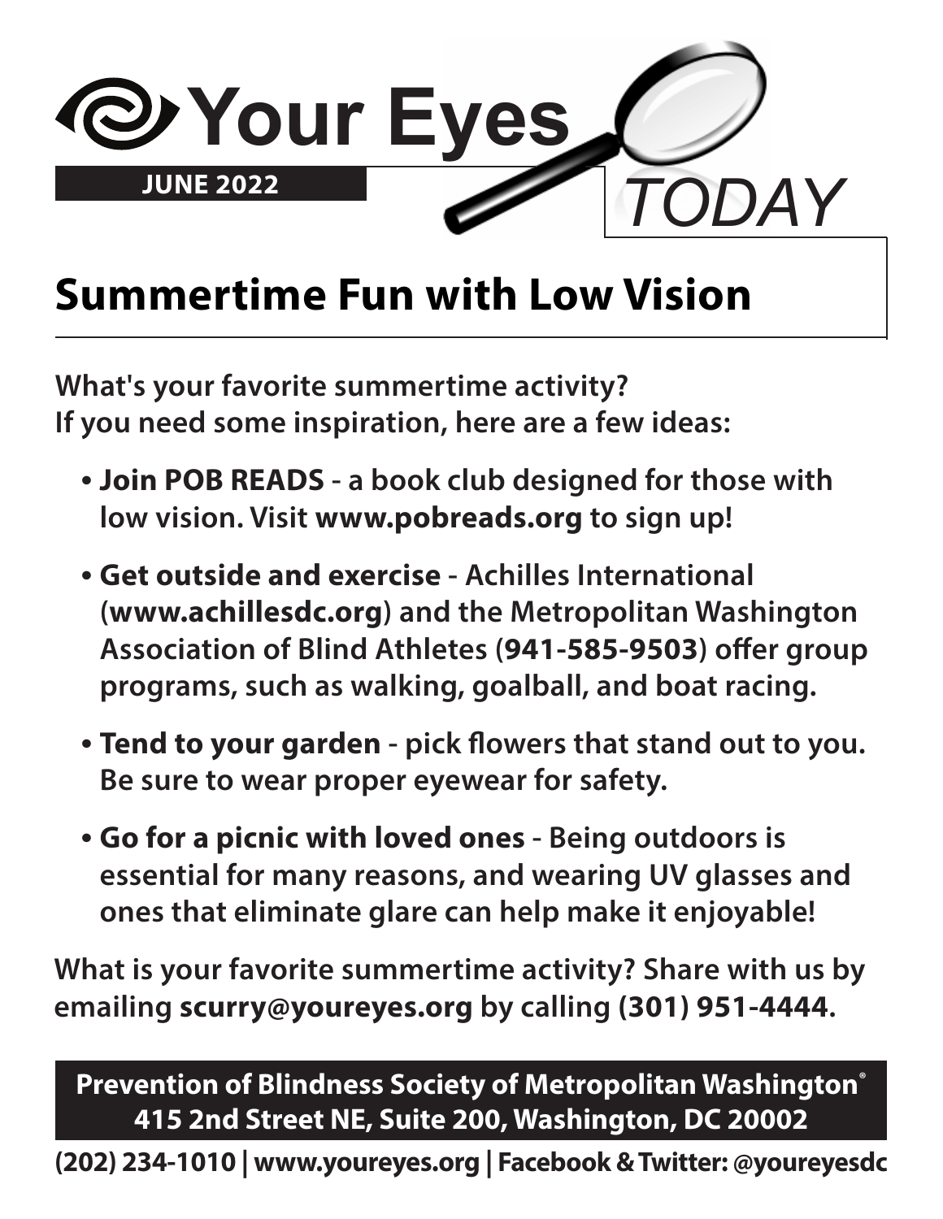# Your Eyes TODAY

**JUNE 2022**

## Summertime Fun with Low Vision

**What's your favorite summertime activity?**
**If you need some inspiration, here are a few ideas:**

- **Join POB READS** - a book club designed for those with low vision. Visit **www.pobreads.org** to sign up!
- **Get outside and exercise** - Achilles International (**www.achillesdc.org**) and the Metropolitan Washington Association of Blind Athletes (**941-585-9503**) offer group programs, such as walking, goalball, and boat racing.
- **Tend to your garden** - pick flowers that stand out to you. Be sure to wear proper eyewear for safety.
- **Go for a picnic with loved ones** - Being outdoors is essential for many reasons, and wearing UV glasses and ones that eliminate glare can help make it enjoyable!

What is your favorite summertime activity? Share with us by emailing **scurry@youreyes.org** by calling **(301) 951-4444**.

**Prevention of Blindness Society of Metropolitan Washington®**
**415 2nd Street NE, Suite 200, Washington, DC 20002**

(202) 234-1010 | www.youreyes.org | Facebook & Twitter: @youreyesdc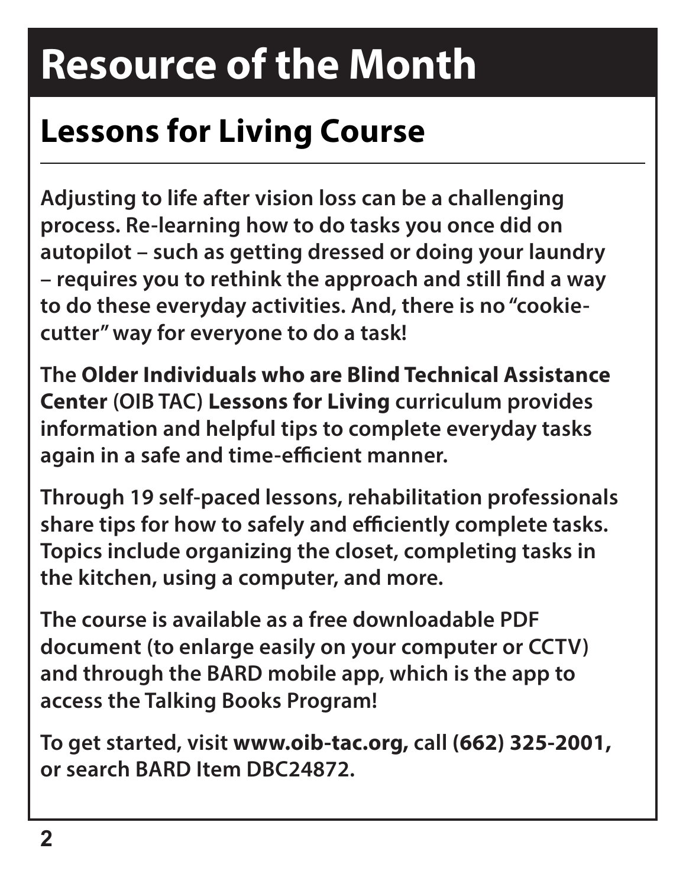# Resource of the Month

## Lessons for Living Course

Adjusting to life after vision loss can be a challenging process. Re-learning how to do tasks you once did on autopilot – such as getting dressed or doing your laundry – requires you to rethink the approach and still find a way to do these everyday activities. And, there is no "cookie-cutter" way for everyone to do a task!

The **Older Individuals who are Blind Technical Assistance Center** (OIB TAC) **Lessons for Living** curriculum provides information and helpful tips to complete everyday tasks again in a safe and time-efficient manner.

Through 19 self-paced lessons, rehabilitation professionals share tips for how to safely and efficiently complete tasks. Topics include organizing the closet, completing tasks in the kitchen, using a computer, and more.

The course is available as a free downloadable PDF document (to enlarge easily on your computer or CCTV) and through the BARD mobile app, which is the app to access the Talking Books Program!

To get started, visit **www.oib-tac.org,** call **(662) 325-2001,** or search BARD Item DBC24872.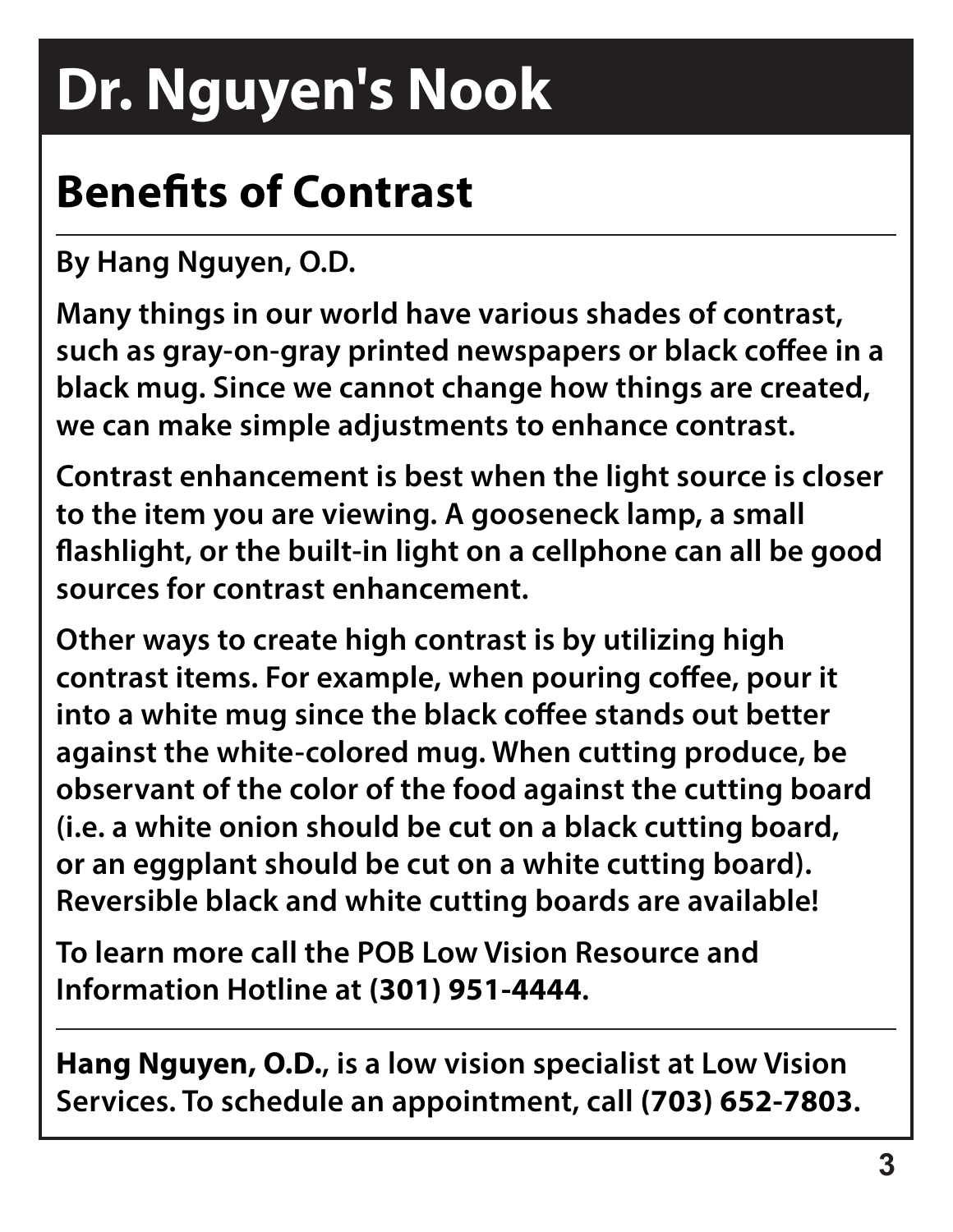# Dr. Nguyen's Nook

## Benefits of Contrast

**By Hang Nguyen, O.D.**

**Many things in our world have various shades of contrast, such as gray-on-gray printed newspapers or black coffee in a black mug. Since we cannot change how things are created, we can make simple adjustments to enhance contrast.**

**Contrast enhancement is best when the light source is closer to the item you are viewing. A gooseneck lamp, a small flashlight, or the built-in light on a cellphone can all be good sources for contrast enhancement.**

**Other ways to create high contrast is by utilizing high contrast items. For example, when pouring coffee, pour it into a white mug since the black coffee stands out better against the white-colored mug. When cutting produce, be observant of the color of the food against the cutting board (i.e. a white onion should be cut on a black cutting board, or an eggplant should be cut on a white cutting board). Reversible black and white cutting boards are available!**

**To learn more call the POB Low Vision Resource and Information Hotline at (301) 951-4444.**

---

**Hang Nguyen, O.D.**, is a low vision specialist at Low Vision Services. To schedule an appointment, call **(703) 652-7803**.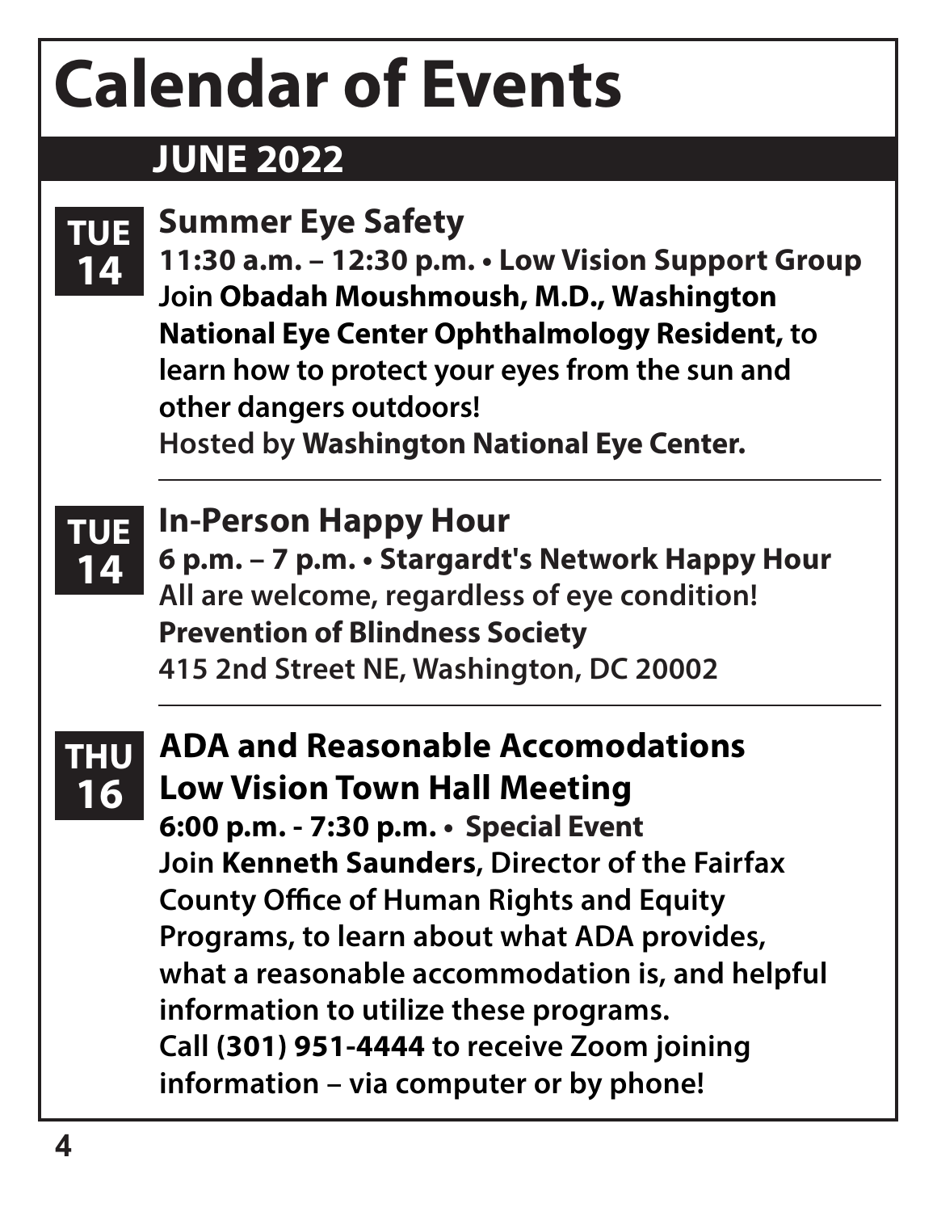# Calendar of Events

## JUNE 2022

**TUE 14**

### Summer Eye Safety

**11:30 a.m. – 12:30 p.m. • Low Vision Support Group**
Join **Obadah Moushmoush, M.D., Washington National Eye Center Ophthalmology Resident,** to learn how to protect your eyes from the sun and other dangers outdoors!
Hosted by **Washington National Eye Center.**

---

**TUE 14**

### In-Person Happy Hour

**6 p.m. – 7 p.m. • Stargardt's Network Happy Hour**
All are welcome, regardless of eye condition!
**Prevention of Blindness Society**
415 2nd Street NE, Washington, DC 20002

---

**THU 16**

### ADA and Reasonable Accomodations Low Vision Town Hall Meeting

**6:00 p.m. - 7:30 p.m. • Special Event**
Join **Kenneth Saunders**, Director of the Fairfax County Office of Human Rights and Equity Programs, to learn about what ADA provides, what a reasonable accommodation is, and helpful information to utilize these programs.
Call **(301) 951-4444** to receive Zoom joining information – via computer or by phone!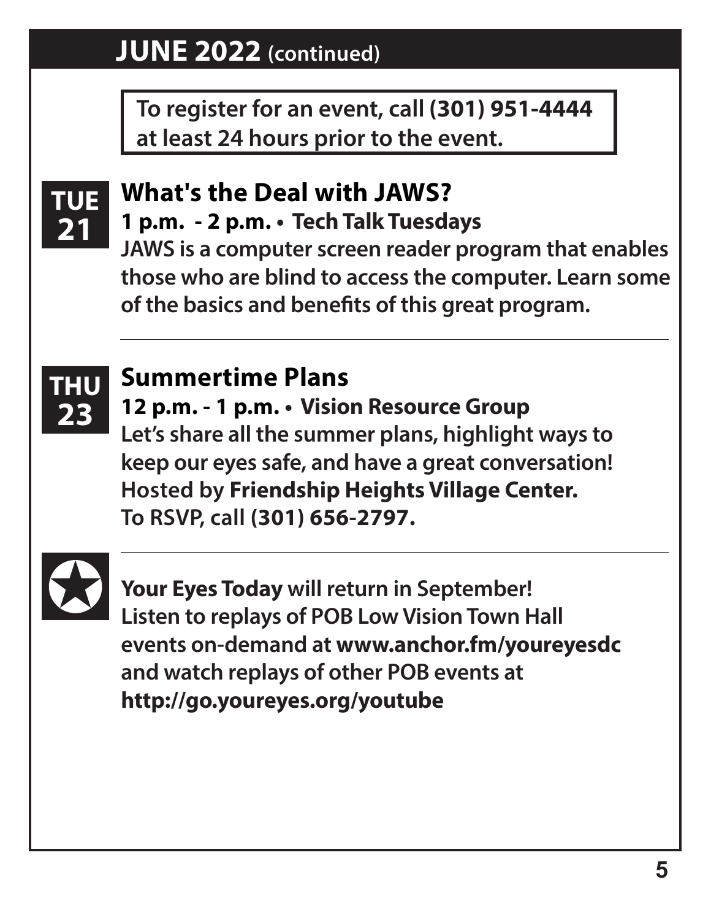## JUNE 2022 (continued)

**To register for an event, call (301) 951-4444 at least 24 hours prior to the event.**

**TUE 21**

### What's the Deal with JAWS?

**1 p.m. - 2 p.m. • Tech Talk Tuesdays**

JAWS is a computer screen reader program that enables those who are blind to access the computer. Learn some of the basics and benefits of this great program.

---

**THU 23**

### Summertime Plans

**12 p.m. - 1 p.m. • Vision Resource Group**

Let's share all the summer plans, highlight ways to keep our eyes safe, and have a great conversation! Hosted by **Friendship Heights Village Center.** To RSVP, call **(301) 656-2797.**

---

★ **Your Eyes Today** will return in September! Listen to replays of POB Low Vision Town Hall events on-demand at **www.anchor.fm/youreyesdc** and watch replays of other POB events at **http://go.youreyes.org/youtube**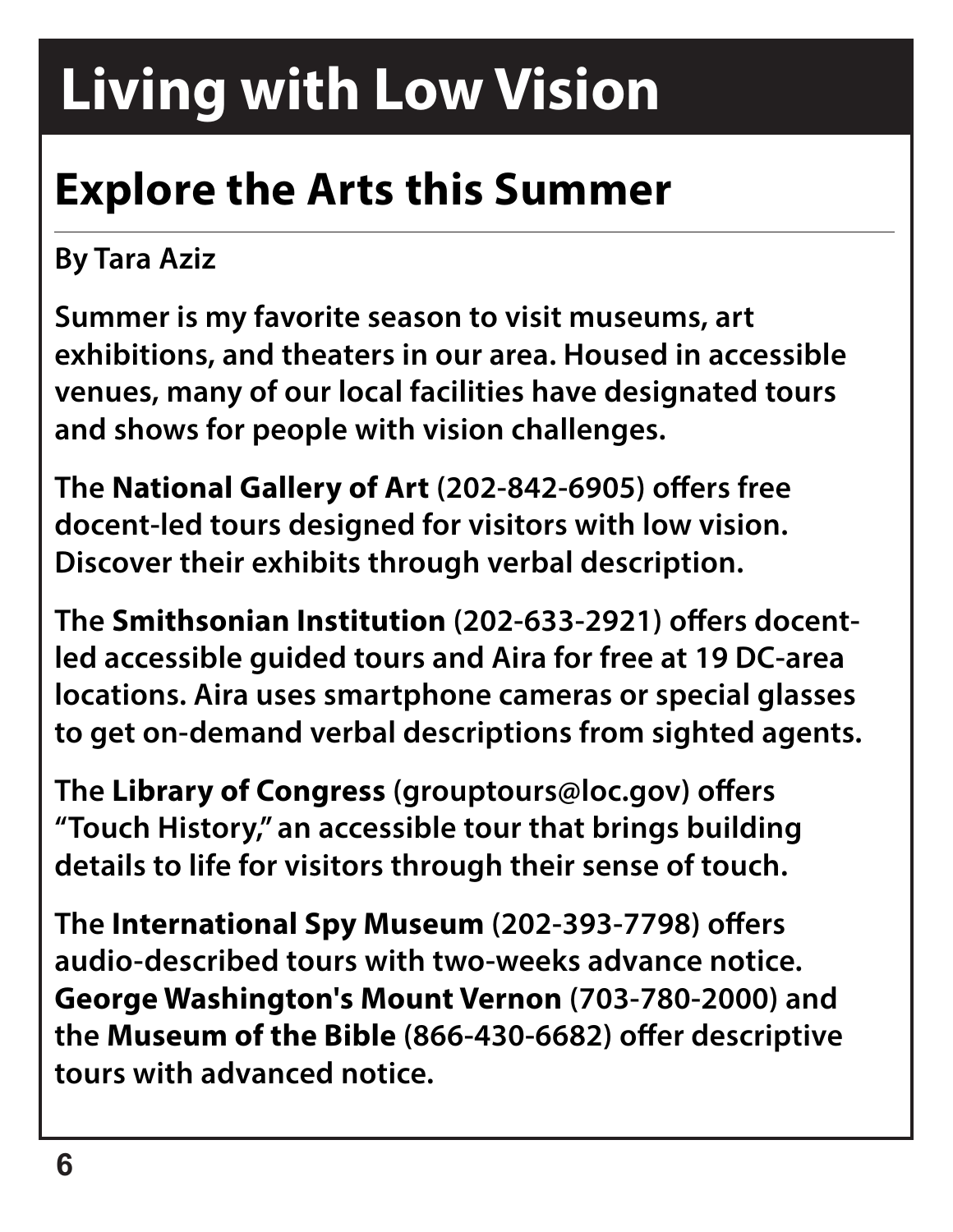# Living with Low Vision

## Explore the Arts this Summer

**By Tara Aziz**

**Summer is my favorite season to visit museums, art exhibitions, and theaters in our area. Housed in accessible venues, many of our local facilities have designated tours and shows for people with vision challenges.**

The **National Gallery of Art** (202-842-6905) offers free docent-led tours designed for visitors with low vision. Discover their exhibits through verbal description.

The **Smithsonian Institution** (202-633-2921) offers docent-led accessible guided tours and Aira for free at 19 DC-area locations. Aira uses smartphone cameras or special glasses to get on-demand verbal descriptions from sighted agents.

The **Library of Congress** (grouptours@loc.gov) offers "Touch History," an accessible tour that brings building details to life for visitors through their sense of touch.

The **International Spy Museum** (202-393-7798) offers audio-described tours with two-weeks advance notice. **George Washington's Mount Vernon** (703-780-2000) and the **Museum of the Bible** (866-430-6682) offer descriptive tours with advanced notice.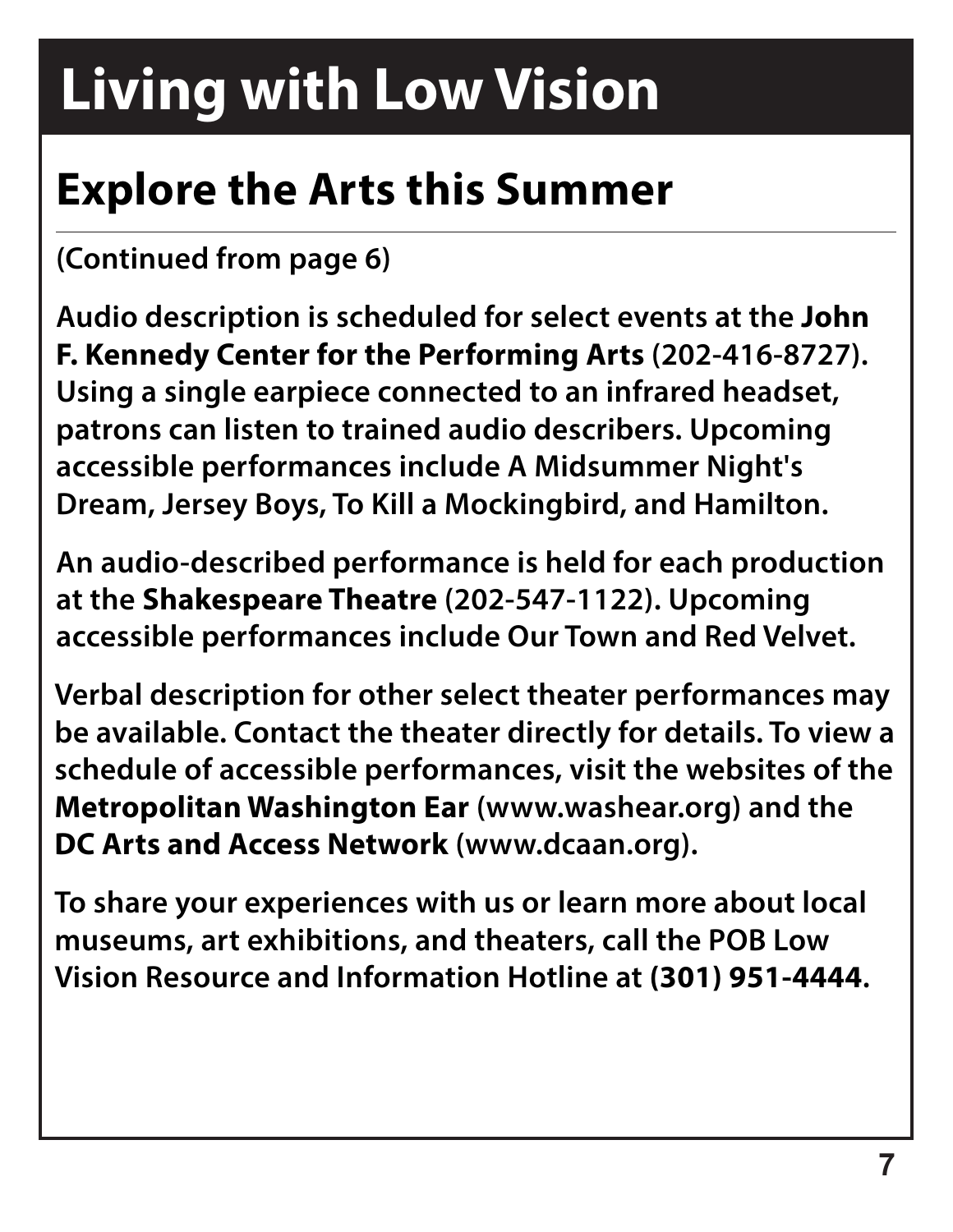# Living with Low Vision

## Explore the Arts this Summer

(Continued from page 6)

Audio description is scheduled for select events at the **John F. Kennedy Center for the Performing Arts** (202-416-8727). Using a single earpiece connected to an infrared headset, patrons can listen to trained audio describers. Upcoming accessible performances include A Midsummer Night's Dream, Jersey Boys, To Kill a Mockingbird, and Hamilton.

An audio-described performance is held for each production at the **Shakespeare Theatre** (202-547-1122). Upcoming accessible performances include Our Town and Red Velvet.

Verbal description for other select theater performances may be available. Contact the theater directly for details. To view a schedule of accessible performances, visit the websites of the **Metropolitan Washington Ear** (www.washear.org) and the **DC Arts and Access Network** (www.dcaan.org).

To share your experiences with us or learn more about local museums, art exhibitions, and theaters, call the POB Low Vision Resource and Information Hotline at **(301) 951-4444.**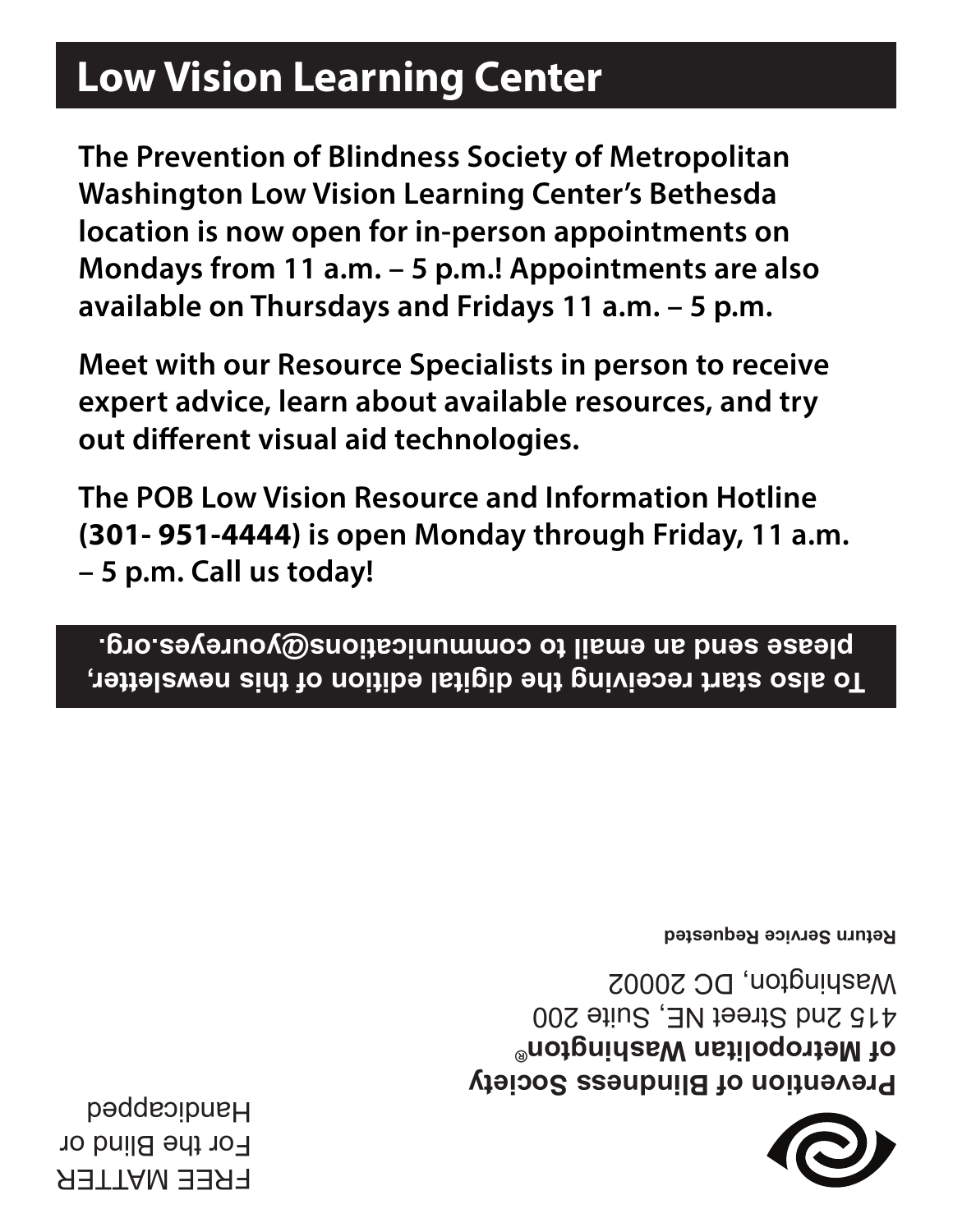## Low Vision Learning Center

**The Prevention of Blindness Society of Metropolitan Washington Low Vision Learning Center's Bethesda location is now open for in-person appointments on Mondays from 11 a.m. – 5 p.m.! Appointments are also available on Thursdays and Fridays 11 a.m. – 5 p.m.**

**Meet with our Resource Specialists in person to receive expert advice, learn about available resources, and try out different visual aid technologies.**

**The POB Low Vision Resource and Information Hotline (301- 951-4444) is open Monday through Friday, 11 a.m. – 5 p.m. Call us today!**

**To also start receiving the digital edition of this newsletter, please send an email to communications@youreyes.org.**

**Prevention of Blindness Society of Metropolitan Washington®**
415 2nd Street NE, Suite 200
Washington, DC 20002

**Return Service Requested**

FREE MATTER
For the Blind or
Handicapped